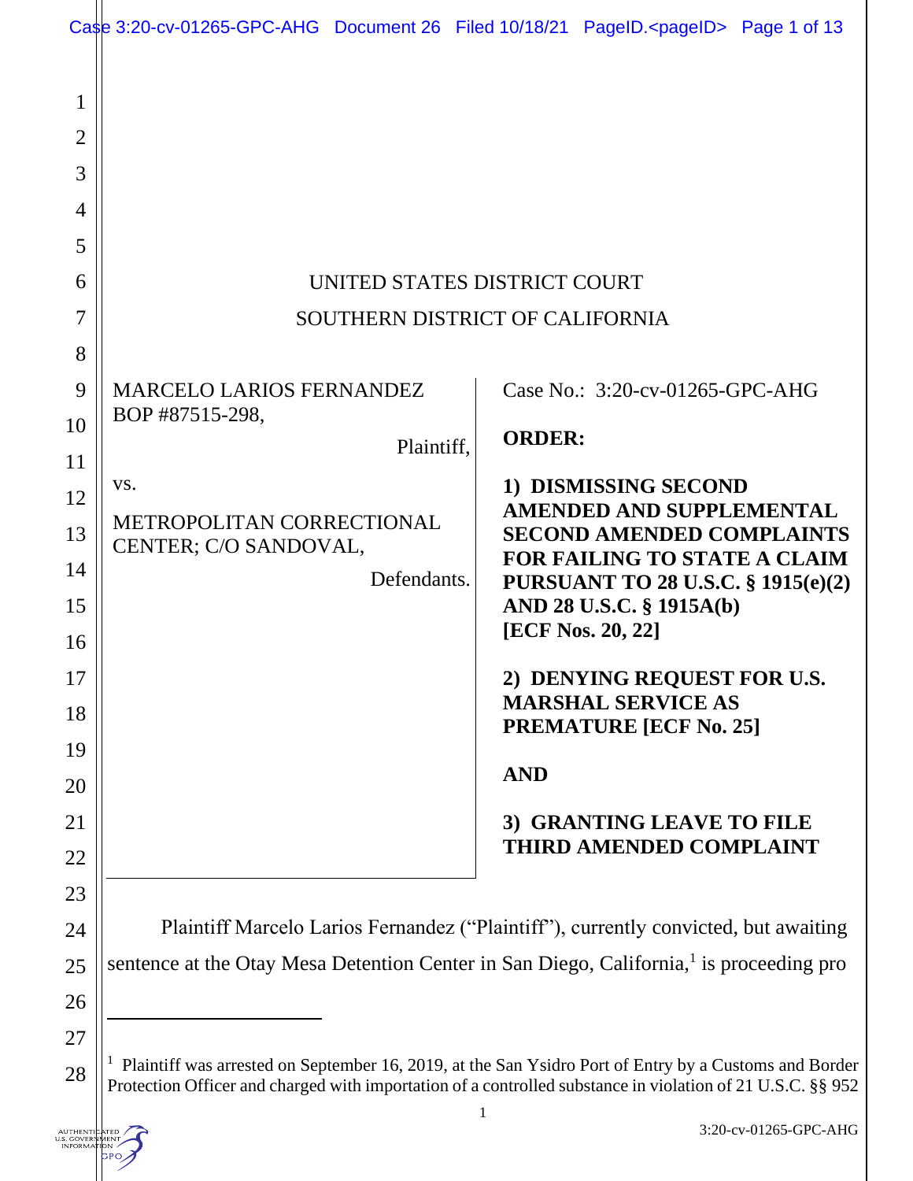UNITED STATES DISTRICT COURT

SOUTHERN DISTRICT OF CALIFORNIA

MARCELO LARIOS FERNANDEZ
BOP #87515-298,

Plaintiff,

vs.

METROPOLITAN CORRECTIONAL CENTER; C/O SANDOVAL,

Defendants.

Case No.: 3:20-cv-01265-GPC-AHG

**ORDER:**

**1) DISMISSING SECOND AMENDED AND SUPPLEMENTAL SECOND AMENDED COMPLAINTS FOR FAILING TO STATE A CLAIM PURSUANT TO 28 U.S.C. § 1915(e)(2) AND 28 U.S.C. § 1915A(b) [ECF Nos. 20, 22]**

**2) DENYING REQUEST FOR U.S. MARSHAL SERVICE AS PREMATURE [ECF No. 25]**

**AND**

**3) GRANTING LEAVE TO FILE THIRD AMENDED COMPLAINT**

Plaintiff Marcelo Larios Fernandez ("Plaintiff"), currently convicted, but awaiting sentence at the Otay Mesa Detention Center in San Diego, California,[1] is proceeding pro

---

[1] Plaintiff was arrested on September 16, 2019, at the San Ysidro Port of Entry by a Customs and Border Protection Officer and charged with importation of a controlled substance in violation of 21 U.S.C. §§ 952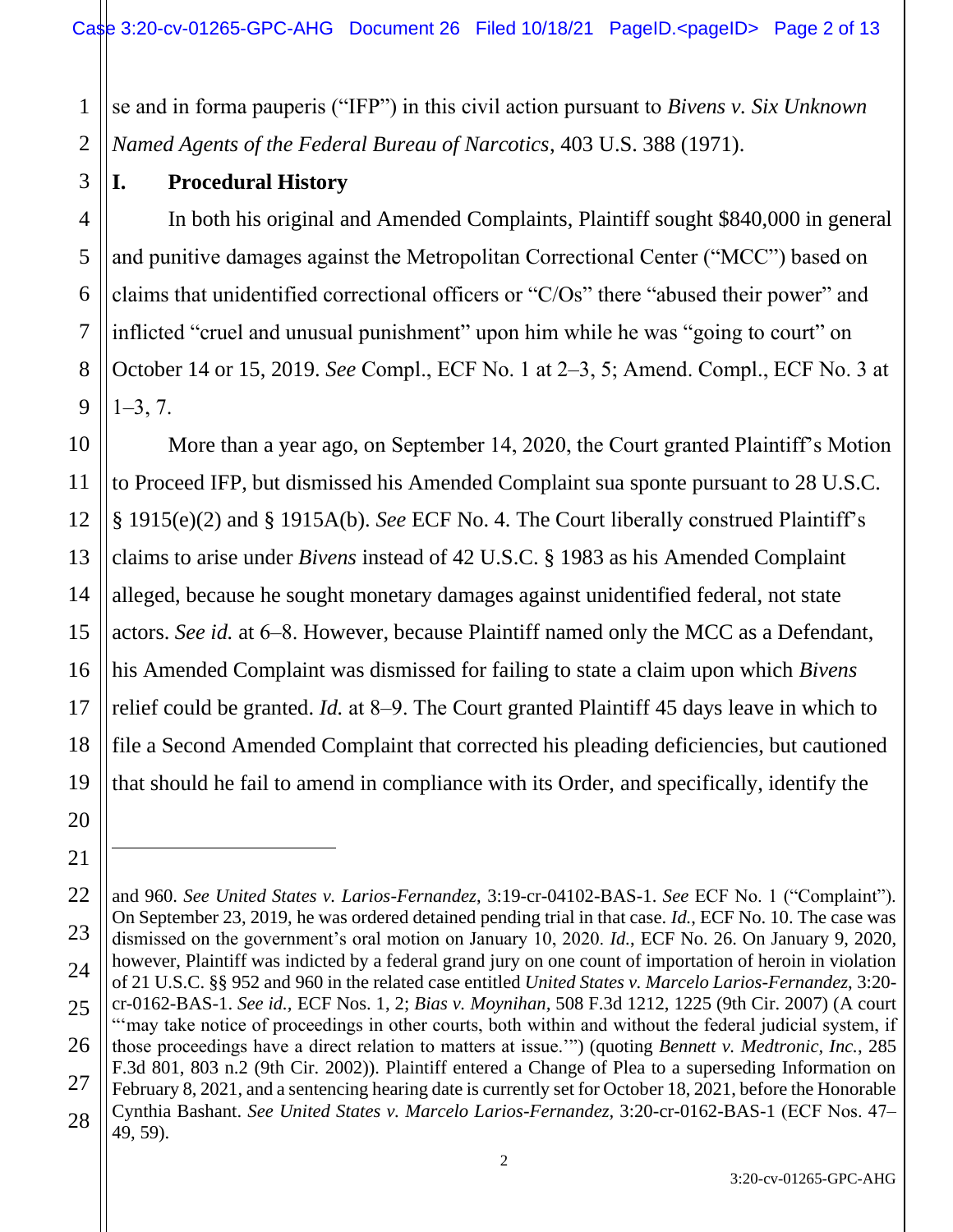se and in forma pauperis ("IFP") in this civil action pursuant to *Bivens v. Six Unknown Named Agents of the Federal Bureau of Narcotics*, 403 U.S. 388 (1971).

## I. Procedural History

In both his original and Amended Complaints, Plaintiff sought $840,000 in general and punitive damages against the Metropolitan Correctional Center ("MCC") based on claims that unidentified correctional officers or "C/Os" there "abused their power" and inflicted "cruel and unusual punishment" upon him while he was "going to court" on October 14 or 15, 2019. *See* Compl., ECF No. 1 at 2–3, 5; Amend. Compl., ECF No. 3 at 1–3, 7.

More than a year ago, on September 14, 2020, the Court granted Plaintiff's Motion to Proceed IFP, but dismissed his Amended Complaint sua sponte pursuant to 28 U.S.C. § 1915(e)(2) and § 1915A(b). *See* ECF No. 4. The Court liberally construed Plaintiff's claims to arise under *Bivens* instead of 42 U.S.C. § 1983 as his Amended Complaint alleged, because he sought monetary damages against unidentified federal, not state actors. *See id.* at 6–8. However, because Plaintiff named only the MCC as a Defendant, his Amended Complaint was dismissed for failing to state a claim upon which *Bivens* relief could be granted. *Id.* at 8–9. The Court granted Plaintiff 45 days leave in which to file a Second Amended Complaint that corrected his pleading deficiencies, but cautioned that should he fail to amend in compliance with its Order, and specifically, identify the

---

and 960. *See United States v. Larios-Fernandez*, 3:19-cr-04102-BAS-1. *See* ECF No. 1 ("Complaint"). On September 23, 2019, he was ordered detained pending trial in that case. *Id.*, ECF No. 10. The case was dismissed on the government's oral motion on January 10, 2020. *Id.*, ECF No. 26. On January 9, 2020, however, Plaintiff was indicted by a federal grand jury on one count of importation of heroin in violation of 21 U.S.C. §§ 952 and 960 in the related case entitled *United States v. Marcelo Larios-Fernandez*, 3:20-cr-0162-BAS-1. *See id.*, ECF Nos. 1, 2; *Bias v. Moynihan*, 508 F.3d 1212, 1225 (9th Cir. 2007) (A court "'may take notice of proceedings in other courts, both within and without the federal judicial system, if those proceedings have a direct relation to matters at issue.'") (quoting *Bennett v. Medtronic, Inc.*, 285 F.3d 801, 803 n.2 (9th Cir. 2002)). Plaintiff entered a Change of Plea to a superseding Information on February 8, 2021, and a sentencing hearing date is currently set for October 18, 2021, before the Honorable Cynthia Bashant. *See United States v. Marcelo Larios-Fernandez*, 3:20-cr-0162-BAS-1 (ECF Nos. 47–49, 59).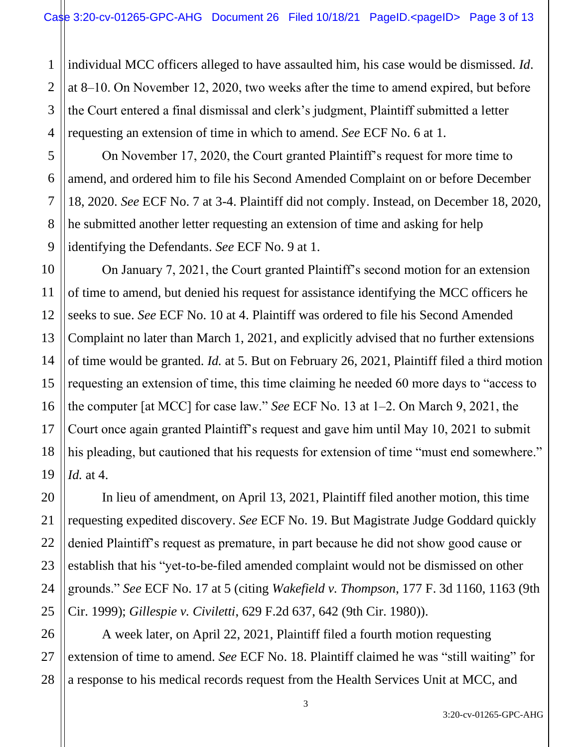individual MCC officers alleged to have assaulted him, his case would be dismissed. *Id*. at 8–10. On November 12, 2020, two weeks after the time to amend expired, but before the Court entered a final dismissal and clerk's judgment, Plaintiff submitted a letter requesting an extension of time in which to amend. *See* ECF No. 6 at 1.

On November 17, 2020, the Court granted Plaintiff's request for more time to amend, and ordered him to file his Second Amended Complaint on or before December 18, 2020. *See* ECF No. 7 at 3-4. Plaintiff did not comply. Instead, on December 18, 2020, he submitted another letter requesting an extension of time and asking for help identifying the Defendants. *See* ECF No. 9 at 1.

On January 7, 2021, the Court granted Plaintiff's second motion for an extension of time to amend, but denied his request for assistance identifying the MCC officers he seeks to sue. *See* ECF No. 10 at 4. Plaintiff was ordered to file his Second Amended Complaint no later than March 1, 2021, and explicitly advised that no further extensions of time would be granted. *Id.* at 5. But on February 26, 2021, Plaintiff filed a third motion requesting an extension of time, this time claiming he needed 60 more days to "access to the computer [at MCC] for case law." *See* ECF No. 13 at 1–2. On March 9, 2021, the Court once again granted Plaintiff's request and gave him until May 10, 2021 to submit his pleading, but cautioned that his requests for extension of time "must end somewhere." *Id.* at 4.

In lieu of amendment, on April 13, 2021, Plaintiff filed another motion, this time requesting expedited discovery. *See* ECF No. 19. But Magistrate Judge Goddard quickly denied Plaintiff's request as premature, in part because he did not show good cause or establish that his "yet-to-be-filed amended complaint would not be dismissed on other grounds." *See* ECF No. 17 at 5 (citing *Wakefield v. Thompson*, 177 F. 3d 1160, 1163 (9th Cir. 1999); *Gillespie v. Civiletti*, 629 F.2d 637, 642 (9th Cir. 1980)).

A week later, on April 22, 2021, Plaintiff filed a fourth motion requesting extension of time to amend. *See* ECF No. 18. Plaintiff claimed he was "still waiting" for a response to his medical records request from the Health Services Unit at MCC, and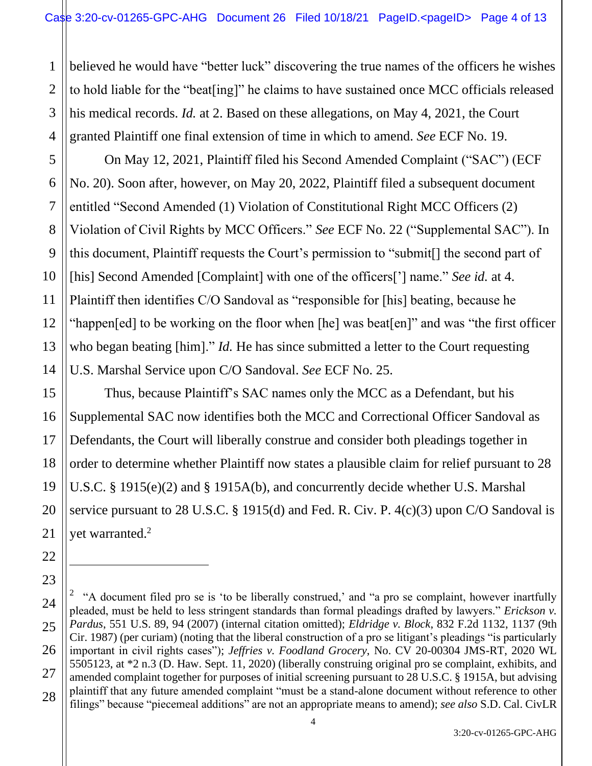believed he would have "better luck" discovering the true names of the officers he wishes to hold liable for the "beat[ing]" he claims to have sustained once MCC officials released his medical records. *Id.* at 2. Based on these allegations, on May 4, 2021, the Court granted Plaintiff one final extension of time in which to amend. *See* ECF No. 19.

On May 12, 2021, Plaintiff filed his Second Amended Complaint ("SAC") (ECF No. 20). Soon after, however, on May 20, 2022, Plaintiff filed a subsequent document entitled "Second Amended (1) Violation of Constitutional Right MCC Officers (2) Violation of Civil Rights by MCC Officers." *See* ECF No. 22 ("Supplemental SAC"). In this document, Plaintiff requests the Court's permission to "submit[] the second part of [his] Second Amended [Complaint] with one of the officers['] name." *See id.* at 4. Plaintiff then identifies C/O Sandoval as "responsible for [his] beating, because he "happen[ed] to be working on the floor when [he] was beat[en]" and was "the first officer who began beating [him]." *Id.* He has since submitted a letter to the Court requesting U.S. Marshal Service upon C/O Sandoval. *See* ECF No. 25.

Thus, because Plaintiff's SAC names only the MCC as a Defendant, but his Supplemental SAC now identifies both the MCC and Correctional Officer Sandoval as Defendants, the Court will liberally construe and consider both pleadings together in order to determine whether Plaintiff now states a plausible claim for relief pursuant to 28 U.S.C. § 1915(e)(2) and § 1915A(b), and concurrently decide whether U.S. Marshal service pursuant to 28 U.S.C. § 1915(d) and Fed. R. Civ. P. 4(c)(3) upon C/O Sandoval is yet warranted.[2]

---

[2] "A document filed pro se is 'to be liberally construed,' and "a pro se complaint, however inartfully pleaded, must be held to less stringent standards than formal pleadings drafted by lawyers." *Erickson v. Pardus*, 551 U.S. 89, 94 (2007) (internal citation omitted); *Eldridge v. Block*, 832 F.2d 1132, 1137 (9th Cir. 1987) (per curiam) (noting that the liberal construction of a pro se litigant's pleadings "is particularly important in civil rights cases"); *Jeffries v. Foodland Grocery*, No. CV 20-00304 JMS-RT, 2020 WL 5505123, at *2 n.3 (D. Haw. Sept. 11, 2020) (liberally construing original pro se complaint, exhibits, and amended complaint together for purposes of initial screening pursuant to 28 U.S.C. § 1915A, but advising plaintiff that any future amended complaint "must be a stand-alone document without reference to other filings" because "piecemeal additions" are not an appropriate means to amend); *see also* S.D. Cal. CivLR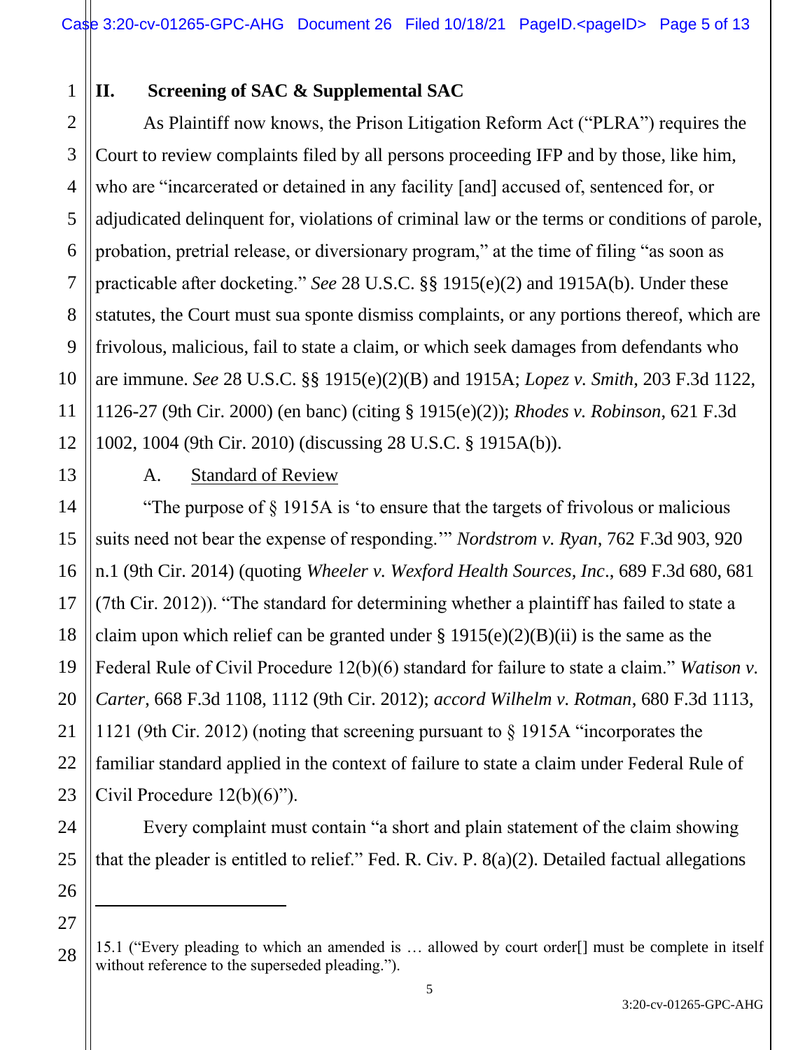## II. Screening of SAC & Supplemental SAC

As Plaintiff now knows, the Prison Litigation Reform Act ("PLRA") requires the Court to review complaints filed by all persons proceeding IFP and by those, like him, who are "incarcerated or detained in any facility [and] accused of, sentenced for, or adjudicated delinquent for, violations of criminal law or the terms or conditions of parole, probation, pretrial release, or diversionary program," at the time of filing "as soon as practicable after docketing." *See* 28 U.S.C. §§ 1915(e)(2) and 1915A(b). Under these statutes, the Court must sua sponte dismiss complaints, or any portions thereof, which are frivolous, malicious, fail to state a claim, or which seek damages from defendants who are immune. *See* 28 U.S.C. §§ 1915(e)(2)(B) and 1915A; *Lopez v. Smith*, 203 F.3d 1122, 1126-27 (9th Cir. 2000) (en banc) (citing § 1915(e)(2)); *Rhodes v. Robinson*, 621 F.3d 1002, 1004 (9th Cir. 2010) (discussing 28 U.S.C. § 1915A(b)).

### A. Standard of Review

"The purpose of § 1915A is 'to ensure that the targets of frivolous or malicious suits need not bear the expense of responding.'" *Nordstrom v. Ryan*, 762 F.3d 903, 920 n.1 (9th Cir. 2014) (quoting *Wheeler v. Wexford Health Sources, Inc*., 689 F.3d 680, 681 (7th Cir. 2012)). "The standard for determining whether a plaintiff has failed to state a claim upon which relief can be granted under § 1915(e)(2)(B)(ii) is the same as the Federal Rule of Civil Procedure 12(b)(6) standard for failure to state a claim." *Watison v. Carter*, 668 F.3d 1108, 1112 (9th Cir. 2012); *accord Wilhelm v. Rotman*, 680 F.3d 1113, 1121 (9th Cir. 2012) (noting that screening pursuant to § 1915A "incorporates the familiar standard applied in the context of failure to state a claim under Federal Rule of Civil Procedure 12(b)(6)").

Every complaint must contain "a short and plain statement of the claim showing that the pleader is entitled to relief." Fed. R. Civ. P. 8(a)(2). Detailed factual allegations

---

15.1 ("Every pleading to which an amended is … allowed by court order[] must be complete in itself without reference to the superseded pleading.").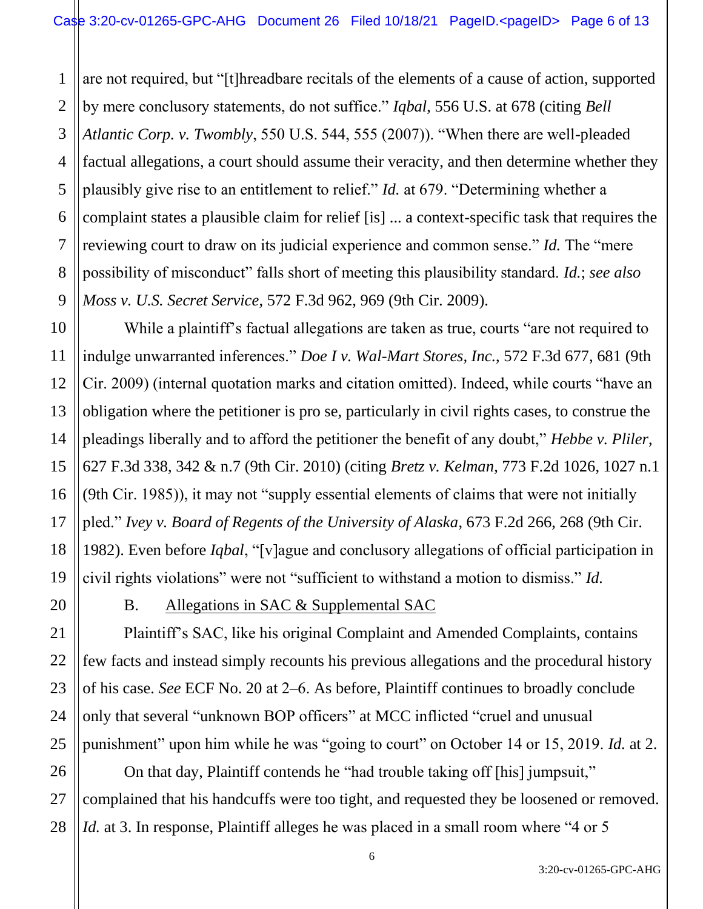are not required, but "[t]hreadbare recitals of the elements of a cause of action, supported by mere conclusory statements, do not suffice." *Iqbal*, 556 U.S. at 678 (citing *Bell Atlantic Corp. v. Twombly*, 550 U.S. 544, 555 (2007)). "When there are well-pleaded factual allegations, a court should assume their veracity, and then determine whether they plausibly give rise to an entitlement to relief." *Id.* at 679. "Determining whether a complaint states a plausible claim for relief [is] ... a context-specific task that requires the reviewing court to draw on its judicial experience and common sense." *Id.* The "mere possibility of misconduct" falls short of meeting this plausibility standard. *Id.*; *see also Moss v. U.S. Secret Service*, 572 F.3d 962, 969 (9th Cir. 2009).

While a plaintiff's factual allegations are taken as true, courts "are not required to indulge unwarranted inferences." *Doe I v. Wal-Mart Stores, Inc.*, 572 F.3d 677, 681 (9th Cir. 2009) (internal quotation marks and citation omitted). Indeed, while courts "have an obligation where the petitioner is pro se, particularly in civil rights cases, to construe the pleadings liberally and to afford the petitioner the benefit of any doubt," *Hebbe v. Pliler*, 627 F.3d 338, 342 & n.7 (9th Cir. 2010) (citing *Bretz v. Kelman*, 773 F.2d 1026, 1027 n.1 (9th Cir. 1985)), it may not "supply essential elements of claims that were not initially pled." *Ivey v. Board of Regents of the University of Alaska*, 673 F.2d 266, 268 (9th Cir. 1982). Even before *Iqbal*, "[v]ague and conclusory allegations of official participation in civil rights violations" were not "sufficient to withstand a motion to dismiss." *Id.*

B. Allegations in SAC & Supplemental SAC

Plaintiff's SAC, like his original Complaint and Amended Complaints, contains few facts and instead simply recounts his previous allegations and the procedural history of his case. *See* ECF No. 20 at 2–6. As before, Plaintiff continues to broadly conclude only that several "unknown BOP officers" at MCC inflicted "cruel and unusual punishment" upon him while he was "going to court" on October 14 or 15, 2019. *Id.* at 2.

On that day, Plaintiff contends he "had trouble taking off [his] jumpsuit," complained that his handcuffs were too tight, and requested they be loosened or removed. *Id.* at 3. In response, Plaintiff alleges he was placed in a small room where "4 or 5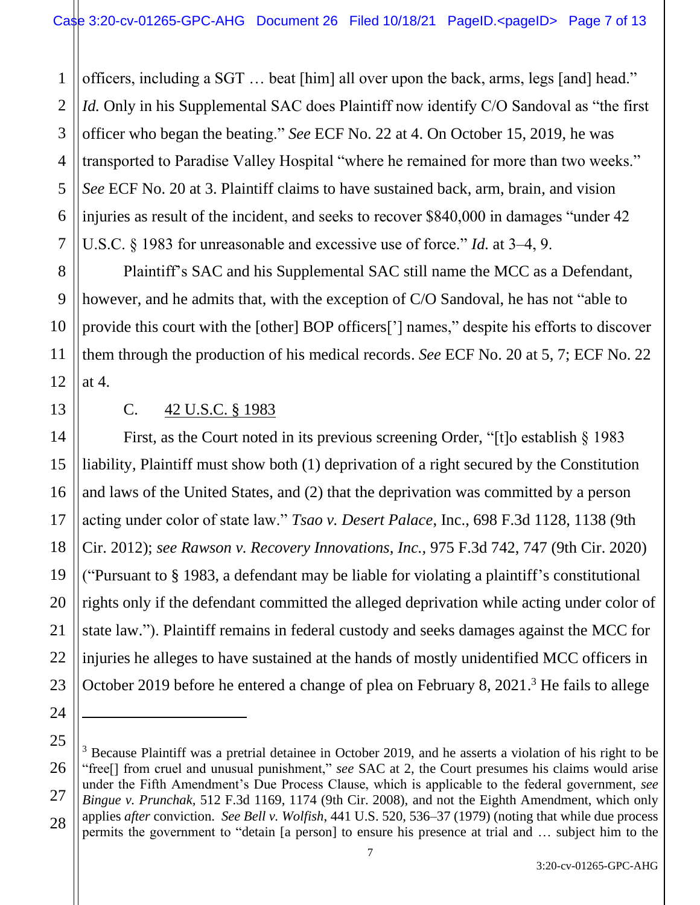officers, including a SGT … beat [him] all over upon the back, arms, legs [and] head." *Id.* Only in his Supplemental SAC does Plaintiff now identify C/O Sandoval as "the first officer who began the beating." *See* ECF No. 22 at 4. On October 15, 2019, he was transported to Paradise Valley Hospital "where he remained for more than two weeks." *See* ECF No. 20 at 3. Plaintiff claims to have sustained back, arm, brain, and vision injuries as result of the incident, and seeks to recover $840,000 in damages "under 42 U.S.C. § 1983 for unreasonable and excessive use of force." *Id.* at 3–4, 9.

Plaintiff's SAC and his Supplemental SAC still name the MCC as a Defendant, however, and he admits that, with the exception of C/O Sandoval, he has not "able to provide this court with the [other] BOP officers['] names," despite his efforts to discover them through the production of his medical records. *See* ECF No. 20 at 5, 7; ECF No. 22 at 4.

C. 42 U.S.C. § 1983

First, as the Court noted in its previous screening Order, "[t]o establish § 1983 liability, Plaintiff must show both (1) deprivation of a right secured by the Constitution and laws of the United States, and (2) that the deprivation was committed by a person acting under color of state law." *Tsao v. Desert Palace,* Inc., 698 F.3d 1128, 1138 (9th Cir. 2012); *see Rawson v. Recovery Innovations, Inc.,* 975 F.3d 742, 747 (9th Cir. 2020) ("Pursuant to § 1983, a defendant may be liable for violating a plaintiff's constitutional rights only if the defendant committed the alleged deprivation while acting under color of state law."). Plaintiff remains in federal custody and seeks damages against the MCC for injuries he alleges to have sustained at the hands of mostly unidentified MCC officers in October 2019 before he entered a change of plea on February 8, 2021.[3] He fails to allege

[3] Because Plaintiff was a pretrial detainee in October 2019, and he asserts a violation of his right to be "free[] from cruel and unusual punishment," *see* SAC at 2, the Court presumes his claims would arise under the Fifth Amendment's Due Process Clause, which is applicable to the federal government, *see Bingue v. Prunchak,* 512 F.3d 1169, 1174 (9th Cir. 2008), and not the Eighth Amendment, which only applies *after* conviction. *See Bell v. Wolfish*, 441 U.S. 520, 536–37 (1979) (noting that while due process permits the government to "detain [a person] to ensure his presence at trial and … subject him to the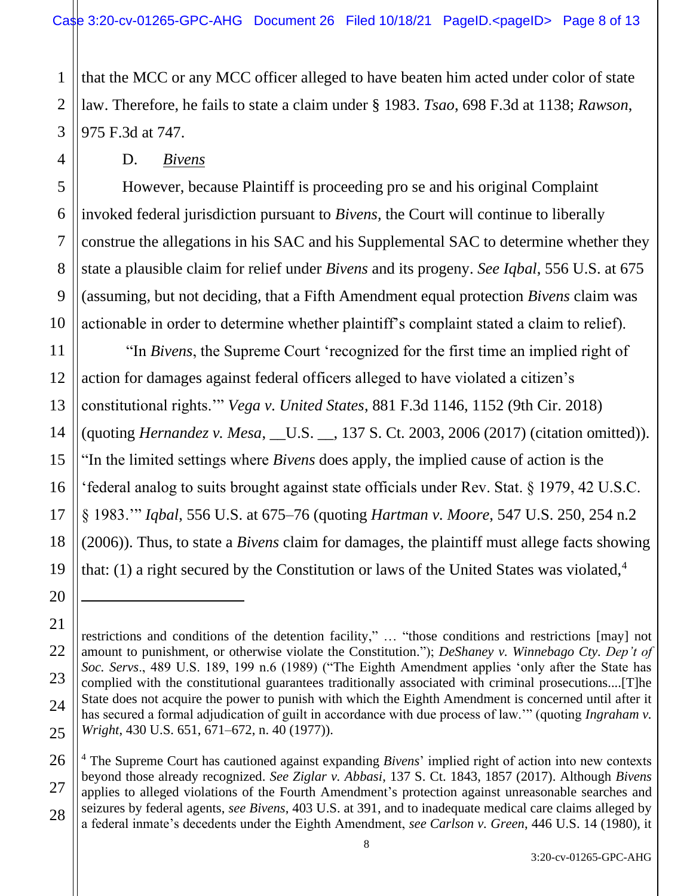that the MCC or any MCC officer alleged to have beaten him acted under color of state law. Therefore, he fails to state a claim under § 1983. *Tsao*, 698 F.3d at 1138; *Rawson*, 975 F.3d at 747.

D. *Bivens*

However, because Plaintiff is proceeding pro se and his original Complaint invoked federal jurisdiction pursuant to *Bivens*, the Court will continue to liberally construe the allegations in his SAC and his Supplemental SAC to determine whether they state a plausible claim for relief under *Bivens* and its progeny. *See Iqbal*, 556 U.S. at 675 (assuming, but not deciding, that a Fifth Amendment equal protection *Bivens* claim was actionable in order to determine whether plaintiff's complaint stated a claim to relief).

"In *Bivens*, the Supreme Court 'recognized for the first time an implied right of action for damages against federal officers alleged to have violated a citizen's constitutional rights.'" *Vega v. United States*, 881 F.3d 1146, 1152 (9th Cir. 2018) (quoting *Hernandez v. Mesa*, __U.S. __, 137 S. Ct. 2003, 2006 (2017) (citation omitted)). "In the limited settings where *Bivens* does apply, the implied cause of action is the 'federal analog to suits brought against state officials under Rev. Stat. § 1979, 42 U.S.C. § 1983.'" *Iqbal*, 556 U.S. at 675–76 (quoting *Hartman v. Moore*, 547 U.S. 250, 254 n.2 (2006)). Thus, to state a *Bivens* claim for damages, the plaintiff must allege facts showing that: (1) a right secured by the Constitution or laws of the United States was violated,[4]

---

restrictions and conditions of the detention facility," … "those conditions and restrictions [may] not amount to punishment, or otherwise violate the Constitution."); *DeShaney v. Winnebago Cty. Dep't of Soc. Servs*., 489 U.S. 189, 199 n.6 (1989) ("The Eighth Amendment applies 'only after the State has complied with the constitutional guarantees traditionally associated with criminal prosecutions....[T]he State does not acquire the power to punish with which the Eighth Amendment is concerned until after it has secured a formal adjudication of guilt in accordance with due process of law.'" (quoting *Ingraham v. Wright*, 430 U.S. 651, 671–672, n. 40 (1977)).

[4] The Supreme Court has cautioned against expanding *Bivens*' implied right of action into new contexts beyond those already recognized. *See Ziglar v. Abbasi*, 137 S. Ct. 1843, 1857 (2017). Although *Bivens* applies to alleged violations of the Fourth Amendment's protection against unreasonable searches and seizures by federal agents, *see Bivens*, 403 U.S. at 391, and to inadequate medical care claims alleged by a federal inmate's decedents under the Eighth Amendment, *see Carlson v. Green*, 446 U.S. 14 (1980), it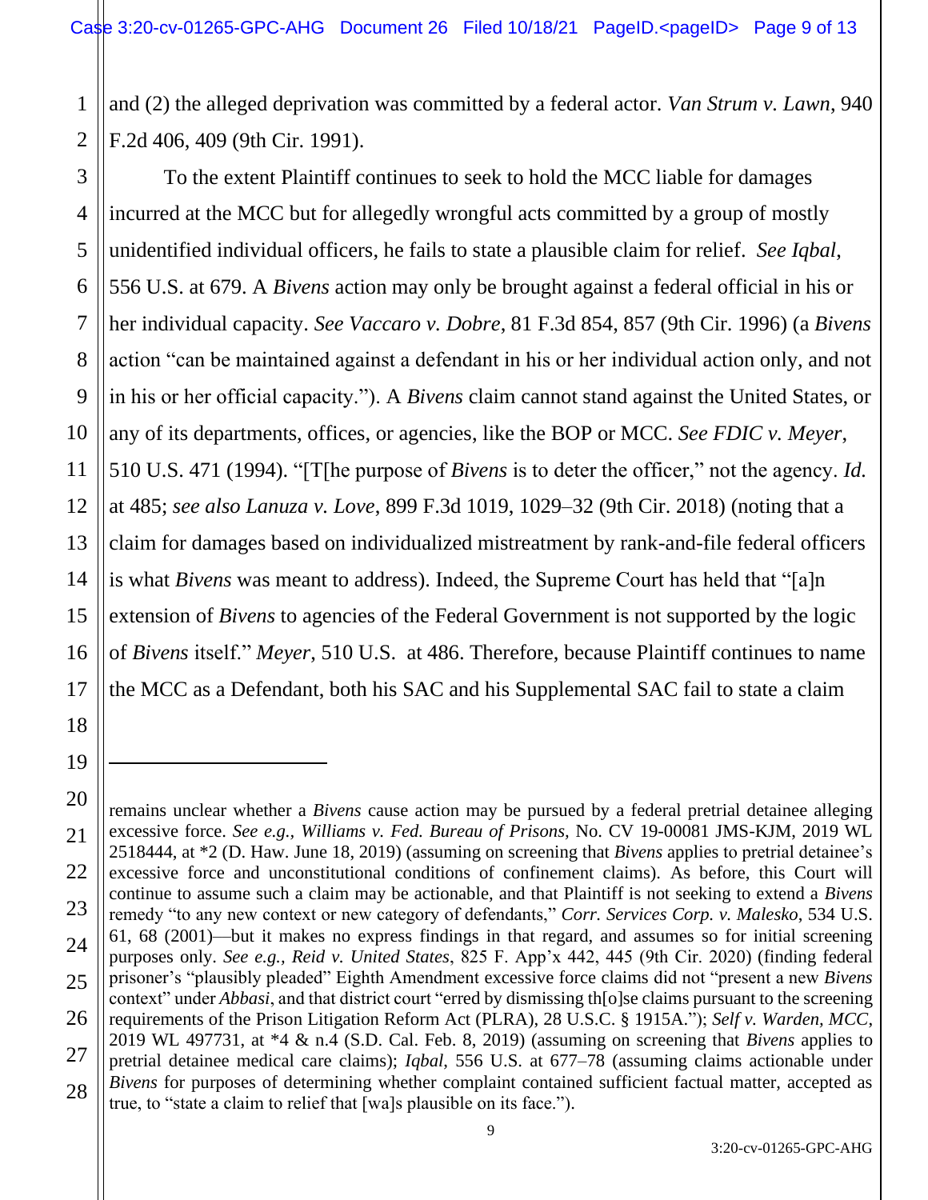and (2) the alleged deprivation was committed by a federal actor. *Van Strum v. Lawn*, 940 F.2d 406, 409 (9th Cir. 1991).

To the extent Plaintiff continues to seek to hold the MCC liable for damages incurred at the MCC but for allegedly wrongful acts committed by a group of mostly unidentified individual officers, he fails to state a plausible claim for relief. *See Iqbal*, 556 U.S. at 679. A *Bivens* action may only be brought against a federal official in his or her individual capacity. *See Vaccaro v. Dobre*, 81 F.3d 854, 857 (9th Cir. 1996) (a *Bivens* action "can be maintained against a defendant in his or her individual action only, and not in his or her official capacity."). A *Bivens* claim cannot stand against the United States, or any of its departments, offices, or agencies, like the BOP or MCC. *See FDIC v. Meyer*, 510 U.S. 471 (1994). "[T[he purpose of *Bivens* is to deter the officer," not the agency. *Id.* at 485; *see also Lanuza v. Love*, 899 F.3d 1019, 1029–32 (9th Cir. 2018) (noting that a claim for damages based on individualized mistreatment by rank-and-file federal officers is what *Bivens* was meant to address). Indeed, the Supreme Court has held that "[a]n extension of *Bivens* to agencies of the Federal Government is not supported by the logic of *Bivens* itself." *Meyer*, 510 U.S. at 486. Therefore, because Plaintiff continues to name the MCC as a Defendant, both his SAC and his Supplemental SAC fail to state a claim

---

remains unclear whether a *Bivens* cause action may be pursued by a federal pretrial detainee alleging excessive force. *See e.g., Williams v. Fed. Bureau of Prisons*, No. CV 19-00081 JMS-KJM, 2019 WL 2518444, at *2 (D. Haw. June 18, 2019) (assuming on screening that *Bivens* applies to pretrial detainee's excessive force and unconstitutional conditions of confinement claims). As before, this Court will continue to assume such a claim may be actionable, and that Plaintiff is not seeking to extend a *Bivens* remedy "to any new context or new category of defendants," *Corr. Services Corp. v. Malesko*, 534 U.S. 61, 68 (2001)—but it makes no express findings in that regard, and assumes so for initial screening purposes only. *See e.g., Reid v. United States*, 825 F. App'x 442, 445 (9th Cir. 2020) (finding federal prisoner's "plausibly pleaded" Eighth Amendment excessive force claims did not "present a new *Bivens* context" under *Abbasi*, and that district court "erred by dismissing th[o]se claims pursuant to the screening requirements of the Prison Litigation Reform Act (PLRA), 28 U.S.C. § 1915A."); *Self v. Warden, MCC*, 2019 WL 497731, at *4 & n.4 (S.D. Cal. Feb. 8, 2019) (assuming on screening that *Bivens* applies to pretrial detainee medical care claims); *Iqbal*, 556 U.S. at 677–78 (assuming claims actionable under *Bivens* for purposes of determining whether complaint contained sufficient factual matter, accepted as true, to "state a claim to relief that [wa]s plausible on its face.").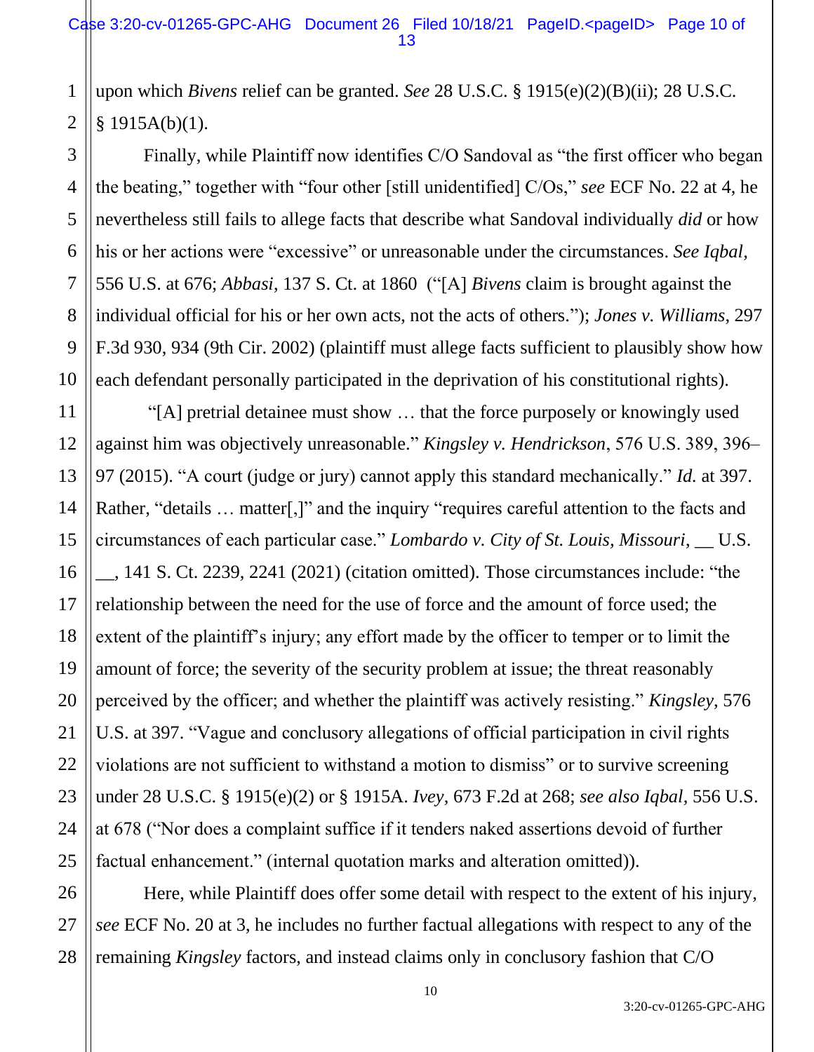upon which *Bivens* relief can be granted. *See* 28 U.S.C. § 1915(e)(2)(B)(ii); 28 U.S.C. § 1915A(b)(1).

Finally, while Plaintiff now identifies C/O Sandoval as "the first officer who began the beating," together with "four other [still unidentified] C/Os," *see* ECF No. 22 at 4, he nevertheless still fails to allege facts that describe what Sandoval individually *did* or how his or her actions were "excessive" or unreasonable under the circumstances. *See Iqbal*, 556 U.S. at 676; *Abbasi*, 137 S. Ct. at 1860 ("[A] *Bivens* claim is brought against the individual official for his or her own acts, not the acts of others."); *Jones v. Williams*, 297 F.3d 930, 934 (9th Cir. 2002) (plaintiff must allege facts sufficient to plausibly show how each defendant personally participated in the deprivation of his constitutional rights).

"[A] pretrial detainee must show … that the force purposely or knowingly used against him was objectively unreasonable." *Kingsley v. Hendrickson*, 576 U.S. 389, 396–97 (2015). "A court (judge or jury) cannot apply this standard mechanically." *Id.* at 397. Rather, "details … matter[,]" and the inquiry "requires careful attention to the facts and circumstances of each particular case." *Lombardo v. City of St. Louis, Missouri*, __ U.S. __, 141 S. Ct. 2239, 2241 (2021) (citation omitted). Those circumstances include: "the relationship between the need for the use of force and the amount of force used; the extent of the plaintiff's injury; any effort made by the officer to temper or to limit the amount of force; the severity of the security problem at issue; the threat reasonably perceived by the officer; and whether the plaintiff was actively resisting." *Kingsley*, 576 U.S. at 397. "Vague and conclusory allegations of official participation in civil rights violations are not sufficient to withstand a motion to dismiss" or to survive screening under 28 U.S.C. § 1915(e)(2) or § 1915A. *Ivey*, 673 F.2d at 268; *see also Iqbal*, 556 U.S. at 678 ("Nor does a complaint suffice if it tenders naked assertions devoid of further factual enhancement." (internal quotation marks and alteration omitted)).

Here, while Plaintiff does offer some detail with respect to the extent of his injury, *see* ECF No. 20 at 3, he includes no further factual allegations with respect to any of the remaining *Kingsley* factors, and instead claims only in conclusory fashion that C/O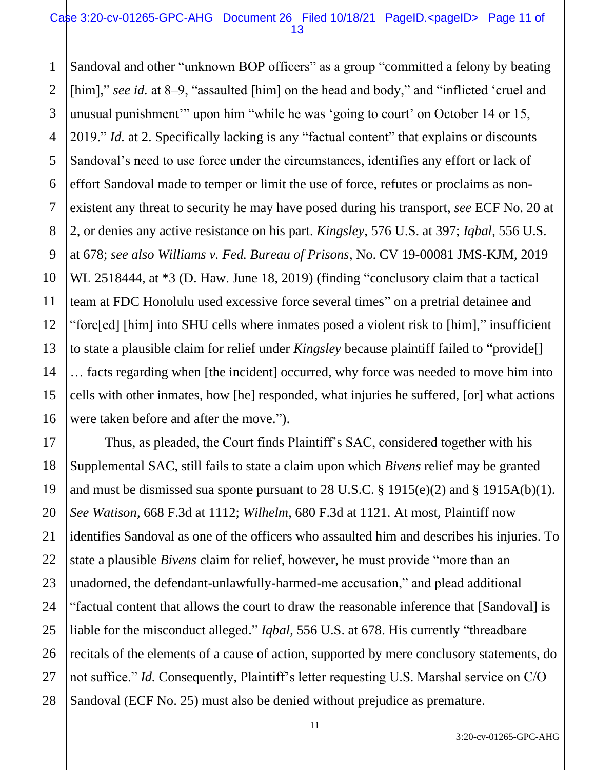Sandoval and other "unknown BOP officers" as a group "committed a felony by beating [him]," *see id.* at 8–9, "assaulted [him] on the head and body," and "inflicted 'cruel and unusual punishment'" upon him "while he was 'going to court' on October 14 or 15, 2019." *Id.* at 2. Specifically lacking is any "factual content" that explains or discounts Sandoval's need to use force under the circumstances, identifies any effort or lack of effort Sandoval made to temper or limit the use of force, refutes or proclaims as non-existent any threat to security he may have posed during his transport, *see* ECF No. 20 at 2, or denies any active resistance on his part. *Kingsley*, 576 U.S. at 397; *Iqbal*, 556 U.S. at 678; *see also Williams v. Fed. Bureau of Prisons*, No. CV 19-00081 JMS-KJM, 2019 WL 2518444, at *3 (D. Haw. June 18, 2019) (finding "conclusory claim that a tactical team at FDC Honolulu used excessive force several times" on a pretrial detainee and "forc[ed] [him] into SHU cells where inmates posed a violent risk to [him]," insufficient to state a plausible claim for relief under *Kingsley* because plaintiff failed to "provide[] … facts regarding when [the incident] occurred, why force was needed to move him into cells with other inmates, how [he] responded, what injuries he suffered, [or] what actions were taken before and after the move.").

Thus, as pleaded, the Court finds Plaintiff's SAC, considered together with his Supplemental SAC, still fails to state a claim upon which *Bivens* relief may be granted and must be dismissed sua sponte pursuant to 28 U.S.C. § 1915(e)(2) and § 1915A(b)(1). *See Watison*, 668 F.3d at 1112; *Wilhelm*, 680 F.3d at 1121. At most, Plaintiff now identifies Sandoval as one of the officers who assaulted him and describes his injuries. To state a plausible *Bivens* claim for relief, however, he must provide "more than an unadorned, the defendant-unlawfully-harmed-me accusation," and plead additional "factual content that allows the court to draw the reasonable inference that [Sandoval] is liable for the misconduct alleged." *Iqbal*, 556 U.S. at 678. His currently "threadbare recitals of the elements of a cause of action, supported by mere conclusory statements, do not suffice." *Id.* Consequently, Plaintiff's letter requesting U.S. Marshal service on C/O Sandoval (ECF No. 25) must also be denied without prejudice as premature.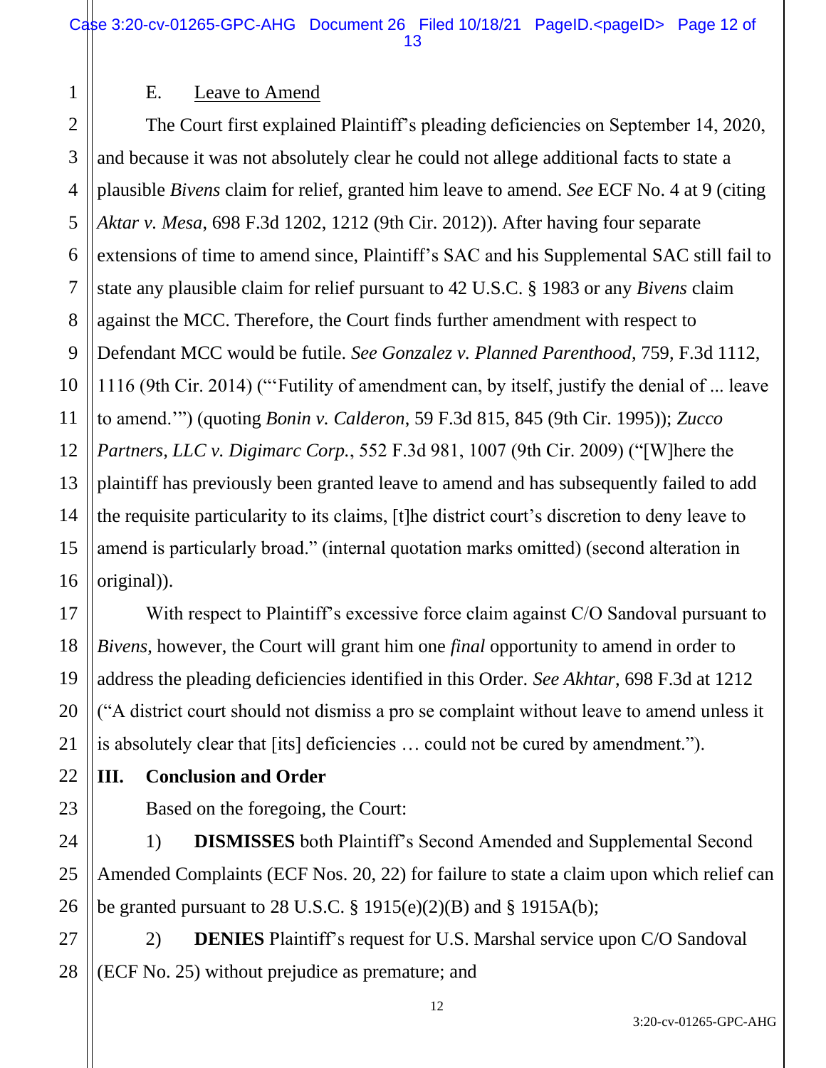E. Leave to Amend

The Court first explained Plaintiff's pleading deficiencies on September 14, 2020, and because it was not absolutely clear he could not allege additional facts to state a plausible *Bivens* claim for relief, granted him leave to amend. *See* ECF No. 4 at 9 (citing *Aktar v. Mesa*, 698 F.3d 1202, 1212 (9th Cir. 2012)). After having four separate extensions of time to amend since, Plaintiff's SAC and his Supplemental SAC still fail to state any plausible claim for relief pursuant to 42 U.S.C. § 1983 or any *Bivens* claim against the MCC. Therefore, the Court finds further amendment with respect to Defendant MCC would be futile. *See Gonzalez v. Planned Parenthood*, 759, F.3d 1112, 1116 (9th Cir. 2014) ("'Futility of amendment can, by itself, justify the denial of ... leave to amend.'") (quoting *Bonin v. Calderon*, 59 F.3d 815, 845 (9th Cir. 1995)); *Zucco Partners, LLC v. Digimarc Corp.*, 552 F.3d 981, 1007 (9th Cir. 2009) ("[W]here the plaintiff has previously been granted leave to amend and has subsequently failed to add the requisite particularity to its claims, [t]he district court's discretion to deny leave to amend is particularly broad." (internal quotation marks omitted) (second alteration in original)).

With respect to Plaintiff's excessive force claim against C/O Sandoval pursuant to *Bivens*, however, the Court will grant him one *final* opportunity to amend in order to address the pleading deficiencies identified in this Order. *See Akhtar*, 698 F.3d at 1212 ("A district court should not dismiss a pro se complaint without leave to amend unless it is absolutely clear that [its] deficiencies … could not be cured by amendment.").

## III. Conclusion and Order

Based on the foregoing, the Court:

1) **DISMISSES** both Plaintiff's Second Amended and Supplemental Second Amended Complaints (ECF Nos. 20, 22) for failure to state a claim upon which relief can be granted pursuant to 28 U.S.C. § 1915(e)(2)(B) and § 1915A(b);

2) **DENIES** Plaintiff's request for U.S. Marshal service upon C/O Sandoval (ECF No. 25) without prejudice as premature; and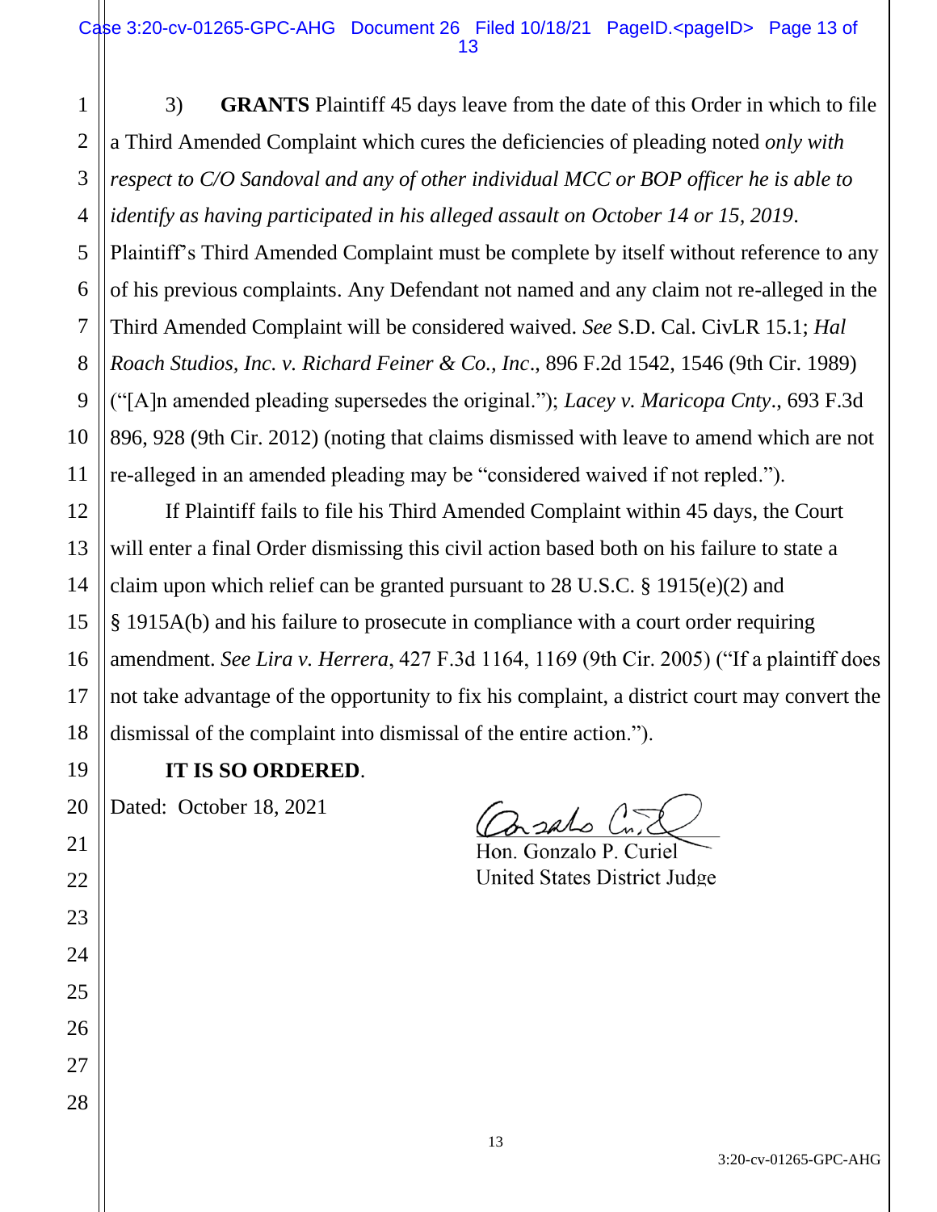3) **GRANTS** Plaintiff 45 days leave from the date of this Order in which to file a Third Amended Complaint which cures the deficiencies of pleading noted *only with respect to C/O Sandoval and any of other individual MCC or BOP officer he is able to identify as having participated in his alleged assault on October 14 or 15, 2019*. Plaintiff's Third Amended Complaint must be complete by itself without reference to any of his previous complaints. Any Defendant not named and any claim not re-alleged in the Third Amended Complaint will be considered waived. *See* S.D. Cal. CivLR 15.1; *Hal Roach Studios, Inc. v. Richard Feiner & Co., Inc*., 896 F.2d 1542, 1546 (9th Cir. 1989) ("[A]n amended pleading supersedes the original."); *Lacey v. Maricopa Cnty*., 693 F.3d 896, 928 (9th Cir. 2012) (noting that claims dismissed with leave to amend which are not re-alleged in an amended pleading may be "considered waived if not repled.").

If Plaintiff fails to file his Third Amended Complaint within 45 days, the Court will enter a final Order dismissing this civil action based both on his failure to state a claim upon which relief can be granted pursuant to 28 U.S.C. § 1915(e)(2) and § 1915A(b) and his failure to prosecute in compliance with a court order requiring amendment. *See Lira v. Herrera*, 427 F.3d 1164, 1169 (9th Cir. 2005) ("If a plaintiff does not take advantage of the opportunity to fix his complaint, a district court may convert the dismissal of the complaint into dismissal of the entire action.").

**IT IS SO ORDERED**.

Dated: October 18, 2021

Hon. Gonzalo P. Curiel
United States District Judge